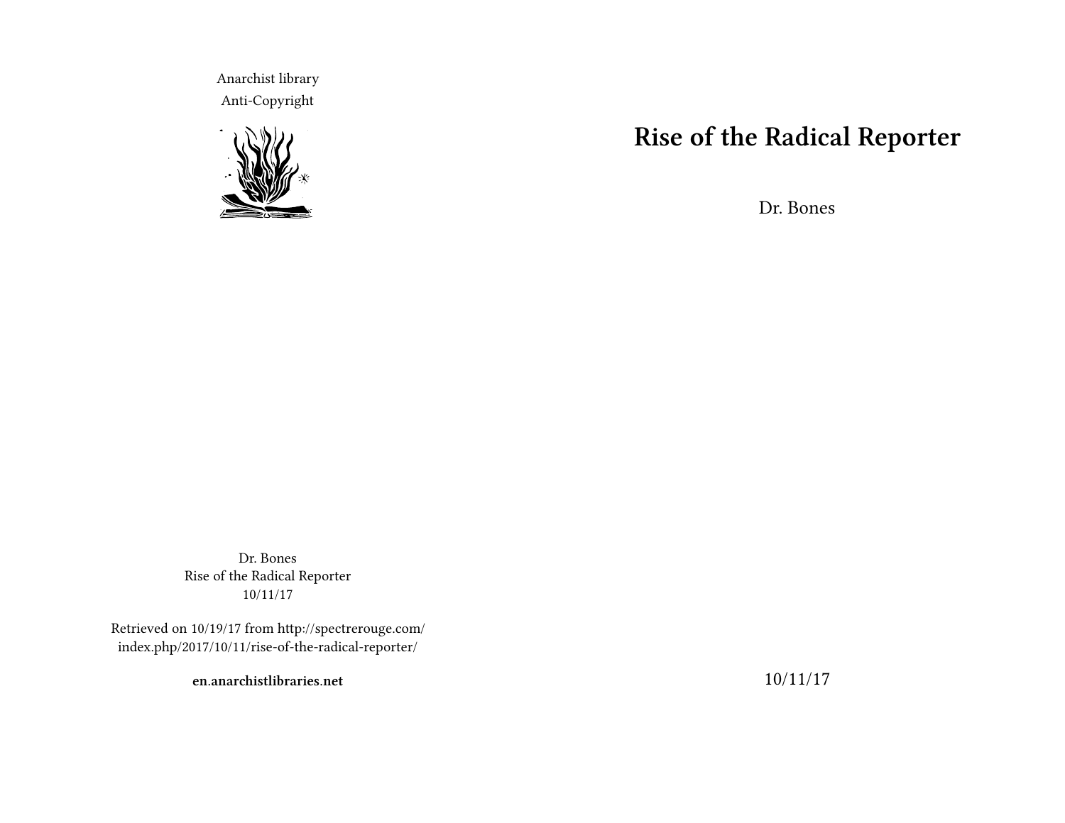# Rise of the Radical Reporter

Dr. Bones

10/11/17

Anarchist library
Anti-Copyright

Dr. Bones
Rise of the Radical Reporter
10/11/17

Retrieved on 10/19/17 from http://spectrerouge.com/index.php/2017/10/11/rise-of-the-radical-reporter/

**en.anarchistlibraries.net**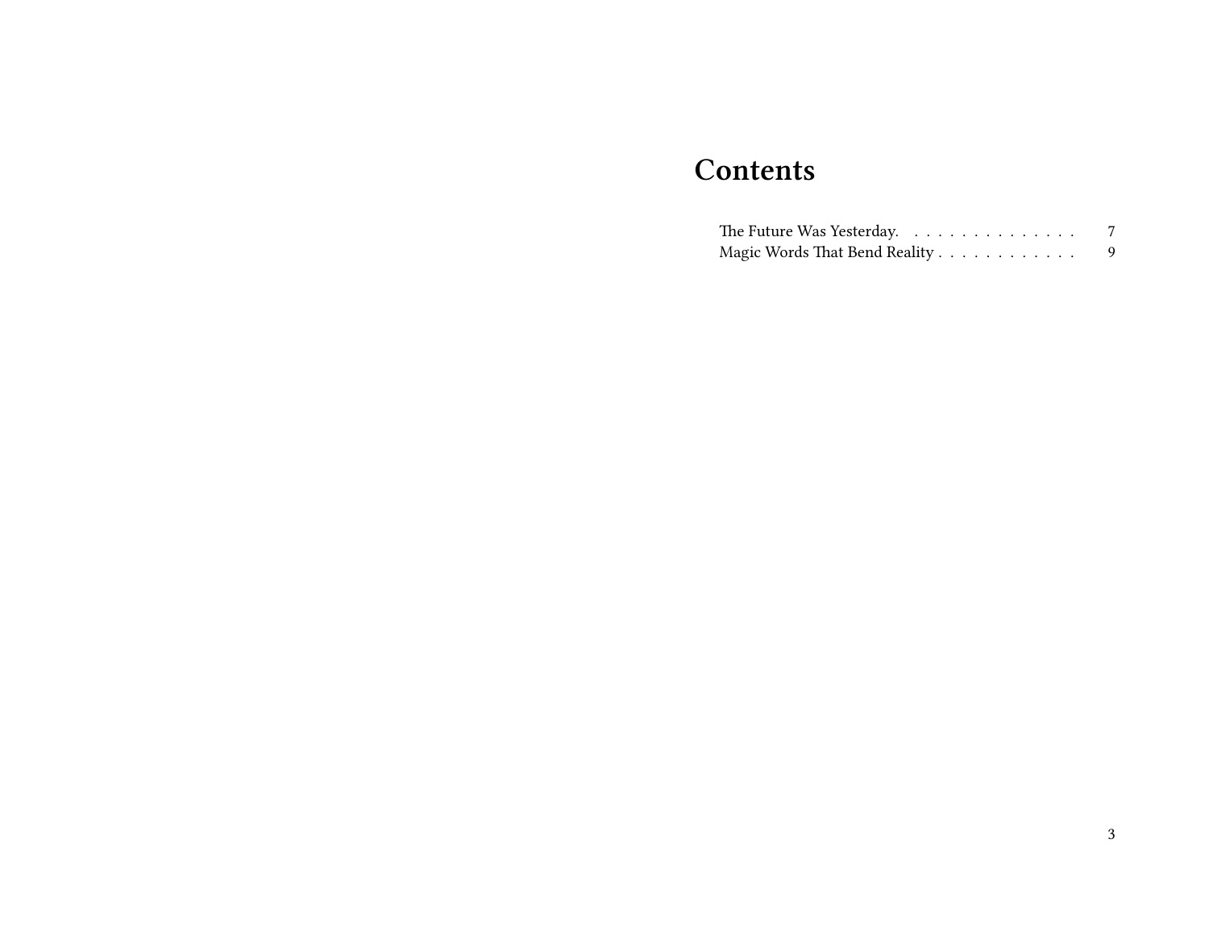# Contents

The Future Was Yesterday. . . . . . . . . . . . . . . . 7
Magic Words That Bend Reality . . . . . . . . . . . . 9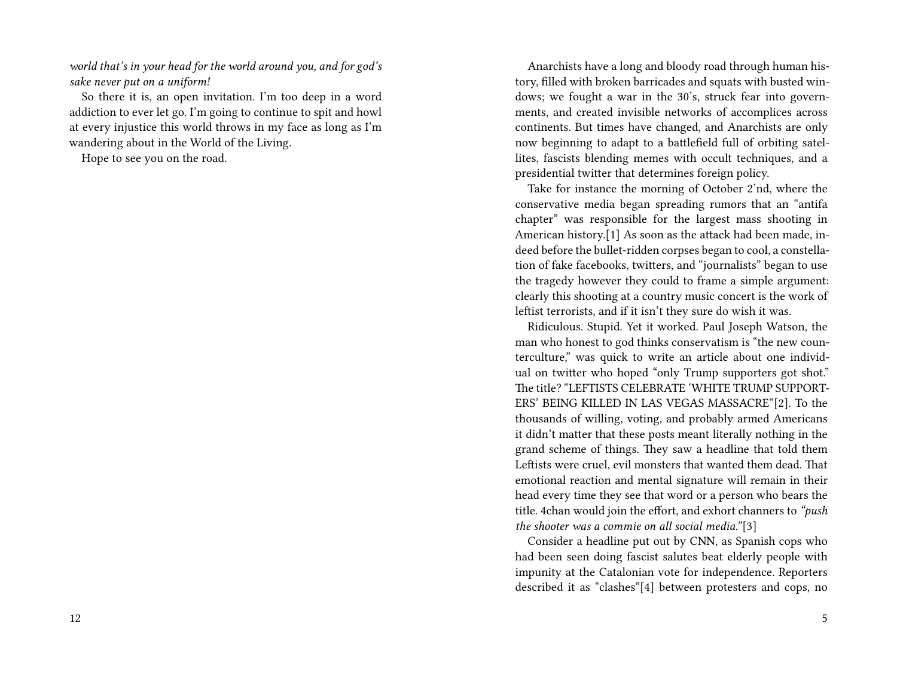*world that's in your head for the world around you, and for god's sake never put on a uniform!*

So there it is, an open invitation. I'm too deep in a word addiction to ever let go. I'm going to continue to spit and howl at every injustice this world throws in my face as long as I'm wandering about in the World of the Living.

Hope to see you on the road.

Anarchists have a long and bloody road through human history, filled with broken barricades and squats with busted windows; we fought a war in the 30's, struck fear into governments, and created invisible networks of accomplices across continents. But times have changed, and Anarchists are only now beginning to adapt to a battlefield full of orbiting satellites, fascists blending memes with occult techniques, and a presidential twitter that determines foreign policy.

Take for instance the morning of October 2'nd, where the conservative media began spreading rumors that an "antifa chapter" was responsible for the largest mass shooting in American history.[1] As soon as the attack had been made, indeed before the bullet-ridden corpses began to cool, a constellation of fake facebooks, twitters, and "journalists" began to use the tragedy however they could to frame a simple argument: clearly this shooting at a country music concert is the work of leftist terrorists, and if it isn't they sure do wish it was.

Ridiculous. Stupid. Yet it worked. Paul Joseph Watson, the man who honest to god thinks conservatism is "the new counterculture," was quick to write an article about one individual on twitter who hoped "only Trump supporters got shot." The title? "LEFTISTS CELEBRATE 'WHITE TRUMP SUPPORTERS' BEING KILLED IN LAS VEGAS MASSACRE"[2]. To the thousands of willing, voting, and probably armed Americans it didn't matter that these posts meant literally nothing in the grand scheme of things. They saw a headline that told them Leftists were cruel, evil monsters that wanted them dead. That emotional reaction and mental signature will remain in their head every time they see that word or a person who bears the title. 4chan would join the effort, and exhort channers to *"push the shooter was a commie on all social media."*[3]

Consider a headline put out by CNN, as Spanish cops who had been seen doing fascist salutes beat elderly people with impunity at the Catalonian vote for independence. Reporters described it as "clashes"[4] between protesters and cops, no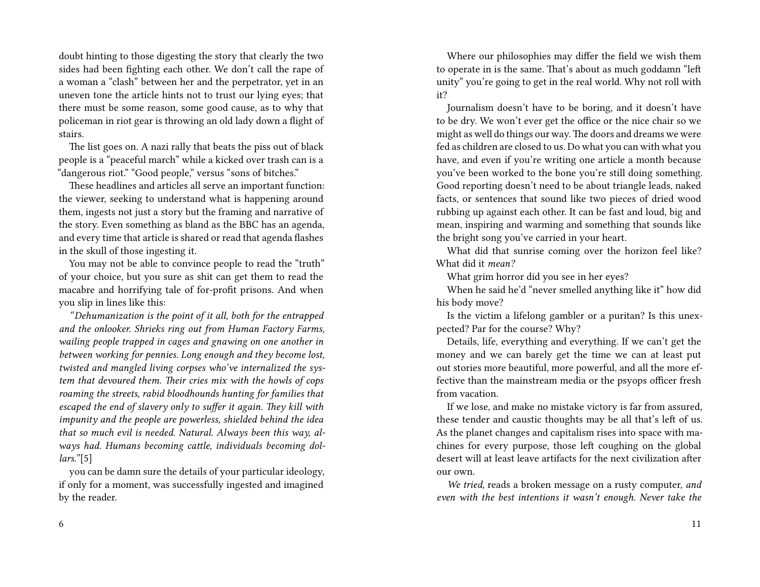doubt hinting to those digesting the story that clearly the two sides had been fighting each other. We don't call the rape of a woman a "clash" between her and the perpetrator, yet in an uneven tone the article hints not to trust our lying eyes; that there must be some reason, some good cause, as to why that policeman in riot gear is throwing an old lady down a flight of stairs.

The list goes on. A nazi rally that beats the piss out of black people is a "peaceful march" while a kicked over trash can is a "dangerous riot." "Good people," versus "sons of bitches."

These headlines and articles all serve an important function: the viewer, seeking to understand what is happening around them, ingests not just a story but the framing and narrative of the story. Even something as bland as the BBC has an agenda, and every time that article is shared or read that agenda flashes in the skull of those ingesting it.

You may not be able to convince people to read the "truth" of your choice, but you sure as shit can get them to read the macabre and horrifying tale of for-profit prisons. And when you slip in lines like this:

*"Dehumanization is the point of it all, both for the entrapped and the onlooker. Shrieks ring out from Human Factory Farms, wailing people trapped in cages and gnawing on one another in between working for pennies. Long enough and they become lost, twisted and mangled living corpses who've internalized the system that devoured them. Their cries mix with the howls of cops roaming the streets, rabid bloodhounds hunting for families that escaped the end of slavery only to suffer it again. They kill with impunity and the people are powerless, shielded behind the idea that so much evil is needed. Natural. Always been this way, always had. Humans becoming cattle, individuals becoming dollars."*[5]

you can be damn sure the details of your particular ideology, if only for a moment, was successfully ingested and imagined by the reader.

Where our philosophies may differ the field we wish them to operate in is the same. That's about as much goddamn "left unity" you're going to get in the real world. Why not roll with it?

Journalism doesn't have to be boring, and it doesn't have to be dry. We won't ever get the office or the nice chair so we might as well do things our way. The doors and dreams we were fed as children are closed to us. Do what you can with what you have, and even if you're writing one article a month because you've been worked to the bone you're still doing something. Good reporting doesn't need to be about triangle leads, naked facts, or sentences that sound like two pieces of dried wood rubbing up against each other. It can be fast and loud, big and mean, inspiring and warming and something that sounds like the bright song you've carried in your heart.

What did that sunrise coming over the horizon feel like? What did it *mean?*

What grim horror did you see in her eyes?

When he said he'd "never smelled anything like it" how did his body move?

Is the victim a lifelong gambler or a puritan? Is this unexpected? Par for the course? Why?

Details, life, everything and everything. If we can't get the money and we can barely get the time we can at least put out stories more beautiful, more powerful, and all the more effective than the mainstream media or the psyops officer fresh from vacation.

If we lose, and make no mistake victory is far from assured, these tender and caustic thoughts may be all that's left of us. As the planet changes and capitalism rises into space with machines for every purpose, those left coughing on the global desert will at least leave artifacts for the next civilization after our own.

*We tried,* reads a broken message on a rusty computer, *and even with the best intentions it wasn't enough. Never take the*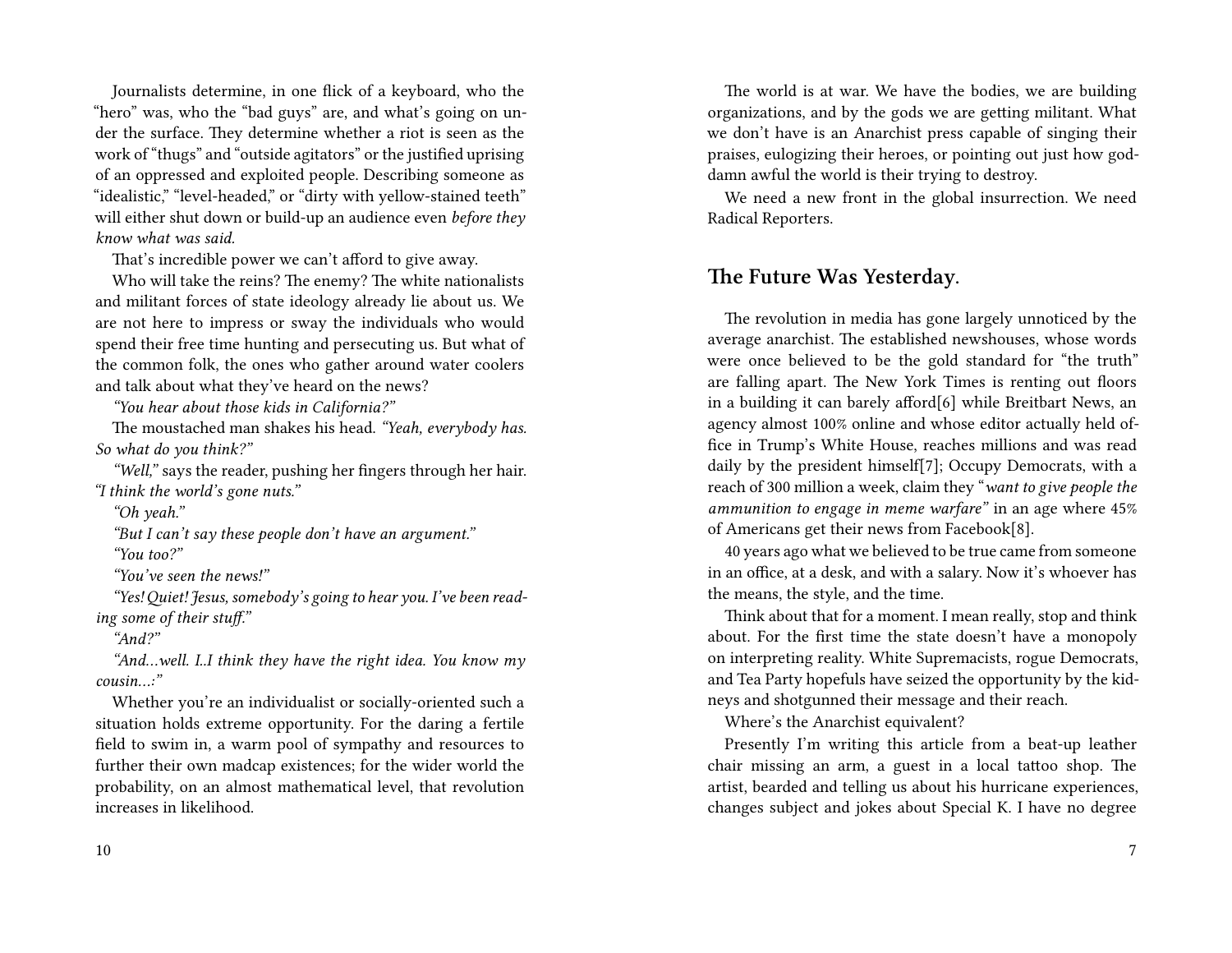Journalists determine, in one flick of a keyboard, who the "hero" was, who the "bad guys" are, and what's going on under the surface. They determine whether a riot is seen as the work of "thugs" and "outside agitators" or the justified uprising of an oppressed and exploited people. Describing someone as "idealistic," "level-headed," or "dirty with yellow-stained teeth" will either shut down or build-up an audience even *before they know what was said.*

That's incredible power we can't afford to give away.

Who will take the reins? The enemy? The white nationalists and militant forces of state ideology already lie about us. We are not here to impress or sway the individuals who would spend their free time hunting and persecuting us. But what of the common folk, the ones who gather around water coolers and talk about what they've heard on the news?

*"You hear about those kids in California?"*

The moustached man shakes his head. *"Yeah, everybody has. So what do you think?"*

*"Well,"* says the reader, pushing her fingers through her hair. *"I think the world's gone nuts."*

*"Oh yeah."*

*"But I can't say these people don't have an argument."*

*"You too?"*

*"You've seen the news!"*

*"Yes! Quiet! Jesus, somebody's going to hear you. I've been reading some of their stuff."*

*"And?"*

*"And…well. I..I think they have the right idea. You know my cousin…:"*

Whether you're an individualist or socially-oriented such a situation holds extreme opportunity. For the daring a fertile field to swim in, a warm pool of sympathy and resources to further their own madcap existences; for the wider world the probability, on an almost mathematical level, that revolution increases in likelihood.

The world is at war. We have the bodies, we are building organizations, and by the gods we are getting militant. What we don't have is an Anarchist press capable of singing their praises, eulogizing their heroes, or pointing out just how goddamn awful the world is their trying to destroy.

We need a new front in the global insurrection. We need Radical Reporters.

## The Future Was Yesterday.

The revolution in media has gone largely unnoticed by the average anarchist. The established newshouses, whose words were once believed to be the gold standard for "the truth" are falling apart. The New York Times is renting out floors in a building it can barely afford[6] while Breitbart News, an agency almost 100% online and whose editor actually held office in Trump's White House, reaches millions and was read daily by the president himself[7]; Occupy Democrats, with a reach of 300 million a week, claim they "*want to give people the ammunition to engage in meme warfare"* in an age where 45% of Americans get their news from Facebook[8].

40 years ago what we believed to be true came from someone in an office, at a desk, and with a salary. Now it's whoever has the means, the style, and the time.

Think about that for a moment. I mean really, stop and think about. For the first time the state doesn't have a monopoly on interpreting reality. White Supremacists, rogue Democrats, and Tea Party hopefuls have seized the opportunity by the kidneys and shotgunned their message and their reach.

Where's the Anarchist equivalent?

Presently I'm writing this article from a beat-up leather chair missing an arm, a guest in a local tattoo shop. The artist, bearded and telling us about his hurricane experiences, changes subject and jokes about Special K. I have no degree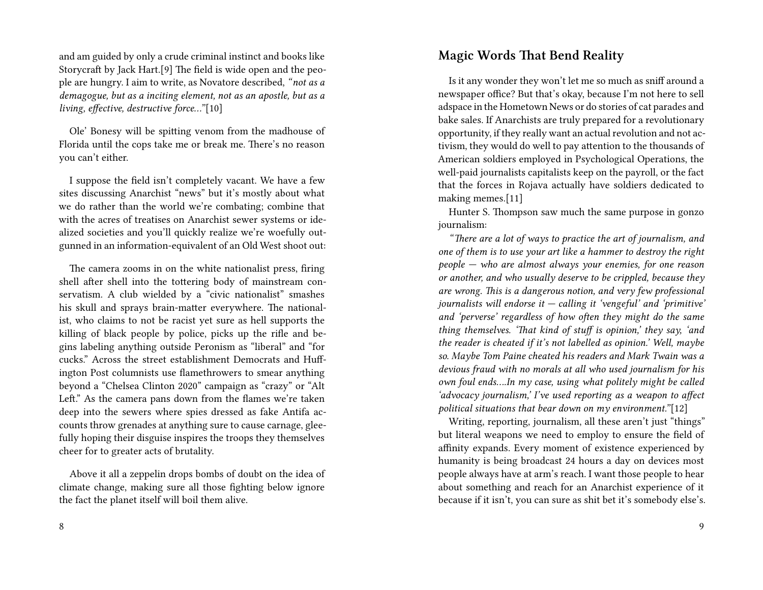and am guided by only a crude criminal instinct and books like Storycraft by Jack Hart.[9] The field is wide open and the people are hungry. I aim to write, as Novatore described, *"not as a demagogue, but as a inciting element, not as an apostle, but as a living, effective, destructive force…"*[10]

Ole' Bonesy will be spitting venom from the madhouse of Florida until the cops take me or break me. There's no reason you can't either.

I suppose the field isn't completely vacant. We have a few sites discussing Anarchist "news" but it's mostly about what we do rather than the world we're combating; combine that with the acres of treatises on Anarchist sewer systems or idealized societies and you'll quickly realize we're woefully outgunned in an information-equivalent of an Old West shoot out:

The camera zooms in on the white nationalist press, firing shell after shell into the tottering body of mainstream conservatism. A club wielded by a "civic nationalist" smashes his skull and sprays brain-matter everywhere. The nationalist, who claims to not be racist yet sure as hell supports the killing of black people by police, picks up the rifle and begins labeling anything outside Peronism as "liberal" and "for cucks." Across the street establishment Democrats and Huffington Post columnists use flamethrowers to smear anything beyond a "Chelsea Clinton 2020" campaign as "crazy" or "Alt Left." As the camera pans down from the flames we're taken deep into the sewers where spies dressed as fake Antifa accounts throw grenades at anything sure to cause carnage, gleefully hoping their disguise inspires the troops they themselves cheer for to greater acts of brutality.

Above it all a zeppelin drops bombs of doubt on the idea of climate change, making sure all those fighting below ignore the fact the planet itself will boil them alive.

## Magic Words That Bend Reality

Is it any wonder they won't let me so much as sniff around a newspaper office? But that's okay, because I'm not here to sell adspace in the Hometown News or do stories of cat parades and bake sales. If Anarchists are truly prepared for a revolutionary opportunity, if they really want an actual revolution and not activism, they would do well to pay attention to the thousands of American soldiers employed in Psychological Operations, the well-paid journalists capitalists keep on the payroll, or the fact that the forces in Rojava actually have soldiers dedicated to making memes.[11]

Hunter S. Thompson saw much the same purpose in gonzo journalism:

*"There are a lot of ways to practice the art of journalism, and one of them is to use your art like a hammer to destroy the right people — who are almost always your enemies, for one reason or another, and who usually deserve to be crippled, because they are wrong. This is a dangerous notion, and very few professional journalists will endorse it — calling it 'vengeful' and 'primitive' and 'perverse' regardless of how often they might do the same thing themselves. 'That kind of stuff is opinion,' they say, 'and the reader is cheated if it's not labelled as opinion.' Well, maybe so. Maybe Tom Paine cheated his readers and Mark Twain was a devious fraud with no morals at all who used journalism for his own foul ends….In my case, using what politely might be called 'advocacy journalism,' I've used reporting as a weapon to affect political situations that bear down on my environment."*[12]

Writing, reporting, journalism, all these aren't just "things" but literal weapons we need to employ to ensure the field of affinity expands. Every moment of existence experienced by humanity is being broadcast 24 hours a day on devices most people always have at arm's reach. I want those people to hear about something and reach for an Anarchist experience of it because if it isn't, you can sure as shit bet it's somebody else's.